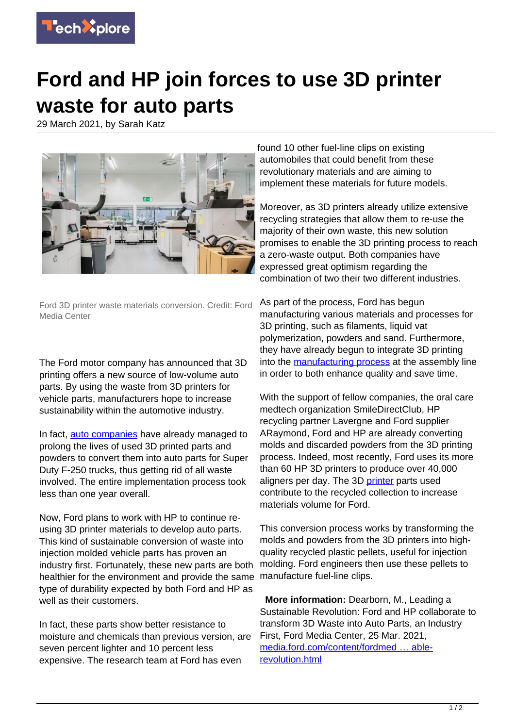# Ford and HP join forces to use 3D printer waste for auto parts

29 March 2021, by Sarah Katz

Ford 3D printer waste materials conversion. Credit: Ford Media Center

The Ford motor company has announced that 3D printing offers a new source of low-volume auto parts. By using the waste from 3D printers for vehicle parts, manufacturers hope to increase sustainability within the automotive industry.

In fact, auto companies have already managed to prolong the lives of used 3D printed parts and powders to convert them into auto parts for Super Duty F-250 trucks, thus getting rid of all waste involved. The entire implementation process took less than one year overall.

Now, Ford plans to work with HP to continue re-using 3D printer materials to develop auto parts. This kind of sustainable conversion of waste into injection molded vehicle parts has proven an industry first. Fortunately, these new parts are both healthier for the environment and provide the same type of durability expected by both Ford and HP as well as their customers.

In fact, these parts show better resistance to moisture and chemicals than previous version, are seven percent lighter and 10 percent less expensive. The research team at Ford has even found 10 other fuel-line clips on existing automobiles that could benefit from these revolutionary materials and are aiming to implement these materials for future models.

Moreover, as 3D printers already utilize extensive recycling strategies that allow them to re-use the majority of their own waste, this new solution promises to enable the 3D printing process to reach a zero-waste output. Both companies have expressed great optimism regarding the combination of two their two different industries.

As part of the process, Ford has begun manufacturing various materials and processes for 3D printing, such as filaments, liquid vat polymerization, powders and sand. Furthermore, they have already begun to integrate 3D printing into the manufacturing process at the assembly line in order to both enhance quality and save time.

With the support of fellow companies, the oral care medtech organization SmileDirectClub, HP recycling partner Lavergne and Ford supplier ARaymond, Ford and HP are already converting molds and discarded powders from the 3D printing process. Indeed, most recently, Ford uses its more than 60 HP 3D printers to produce over 40,000 aligners per day. The 3D printer parts used contribute to the recycled collection to increase materials volume for Ford.

This conversion process works by transforming the molds and powders from the 3D printers into high-quality recycled plastic pellets, useful for injection molding. Ford engineers then use these pellets to manufacture fuel-line clips.

**More information:** Dearborn, M., Leading a Sustainable Revolution: Ford and HP collaborate to transform 3D Waste into Auto Parts, an Industry First, Ford Media Center, 25 Mar. 2021, media.ford.com/content/fordmed … able-revolution.html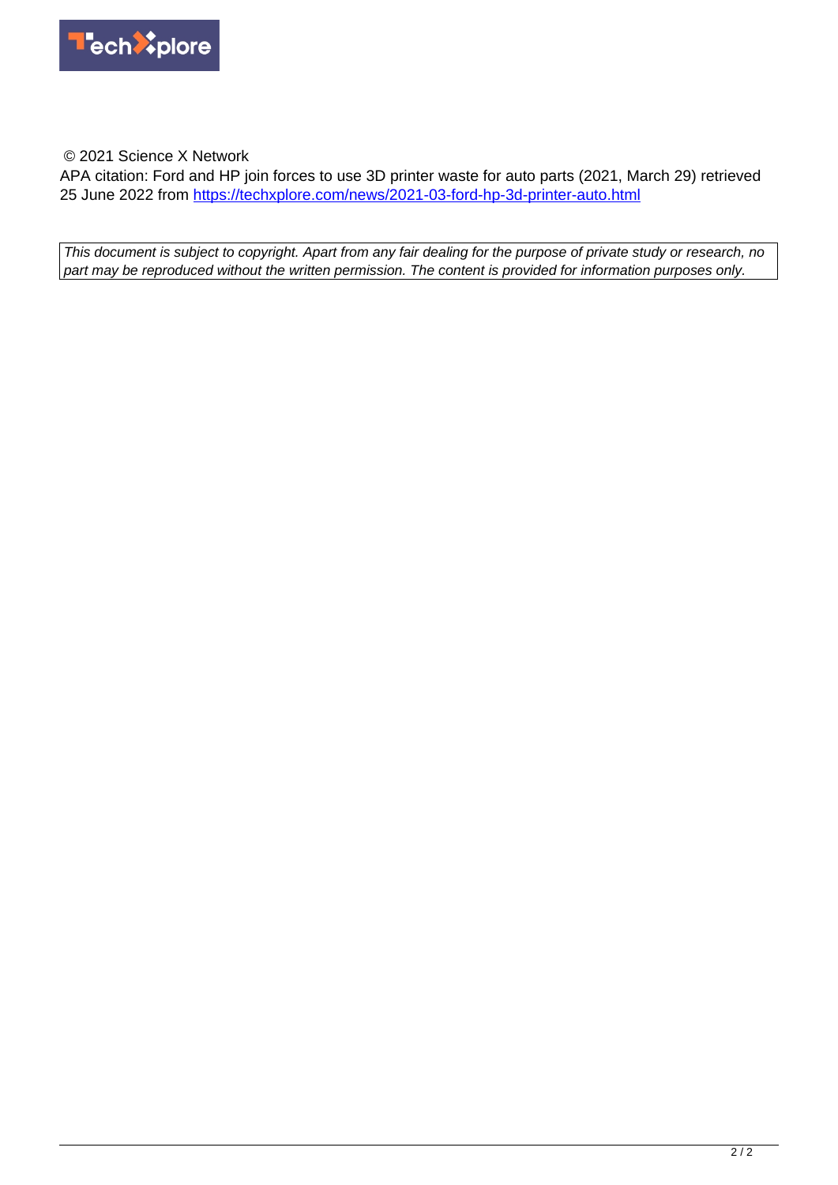© 2021 Science X Network

APA citation: Ford and HP join forces to use 3D printer waste for auto parts (2021, March 29) retrieved 25 June 2022 from https://techxplore.com/news/2021-03-ford-hp-3d-printer-auto.html

*This document is subject to copyright. Apart from any fair dealing for the purpose of private study or research, no part may be reproduced without the written permission. The content is provided for information purposes only.*